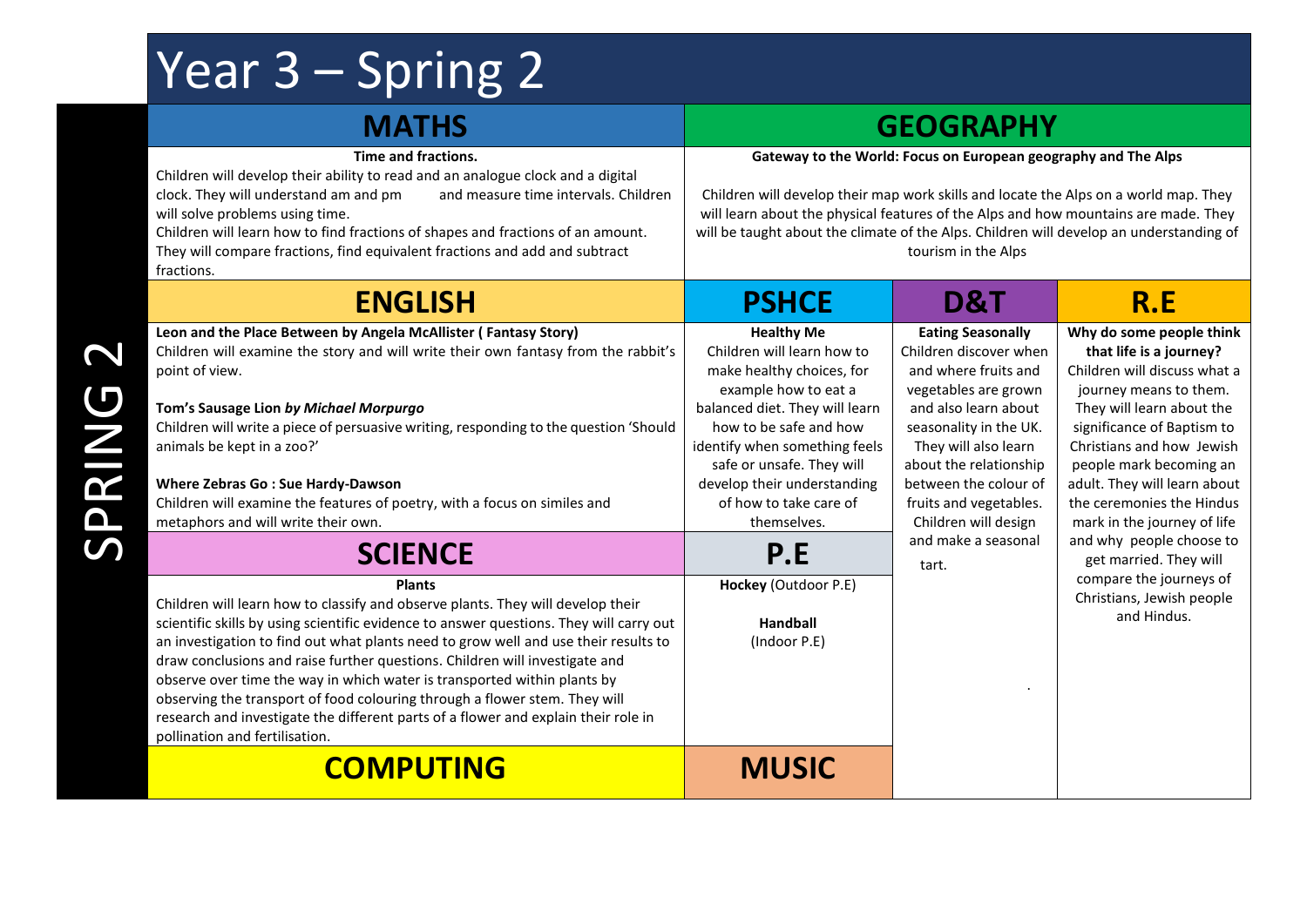# Year 3 – Spring 2

SPRING 2

## MATHS

**Time and fractions.**

Children will develop their ability to read and an analogue clock and a digital clock. They will understand am and pm and measure time intervals. Children will solve problems using time.

Children will learn how to find fractions of shapes and fractions of an amount. They will compare fractions, find equivalent fractions and add and subtract fractions.

## GEOGRAPHY

**Gateway to the World: Focus on European geography and The Alps**

Children will develop their map work skills and locate the Alps on a world map. They will learn about the physical features of the Alps and how mountains are made. They will be taught about the climate of the Alps. Children will develop an understanding of tourism in the Alps

## ENGLISH

**Leon and the Place Between by Angela McAllister ( Fantasy Story)**

Children will examine the story and will write their own fantasy from the rabbit's point of view.

**Tom's Sausage Lion *by Michael Morpurgo***

Children will write a piece of persuasive writing, responding to the question 'Should animals be kept in a zoo?'

**Where Zebras Go : Sue Hardy-Dawson**

Children will examine the features of poetry, with a focus on similes and metaphors and will write their own.

## PSHCE

**Healthy Me**

Children will learn how to make healthy choices, for example how to eat a balanced diet. They will learn how to be safe and how identify when something feels safe or unsafe. They will develop their understanding of how to take care of themselves.

## D&T

**Eating Seasonally**

Children discover when and where fruits and vegetables are grown and also learn about seasonality in the UK. They will also learn about the relationship between the colour of fruits and vegetables. Children will design and make a seasonal tart.

## R.E

**Why do some people think that life is a journey?**

Children will discuss what a journey means to them. They will learn about the significance of Baptism to Christians and how Jewish people mark becoming an adult. They will learn about the ceremonies the Hindus mark in the journey of life and why people choose to get married. They will compare the journeys of Christians, Jewish people and Hindus.

## SCIENCE

**Plants**

Children will learn how to classify and observe plants. They will develop their scientific skills by using scientific evidence to answer questions. They will carry out an investigation to find out what plants need to grow well and use their results to draw conclusions and raise further questions. Children will investigate and observe over time the way in which water is transported within plants by observing the transport of food colouring through a flower stem. They will research and investigate the different parts of a flower and explain their role in pollination and fertilisation.

## P.E

**Hockey** (Outdoor P.E)

**Handball**
(Indoor P.E)

## COMPUTING

## MUSIC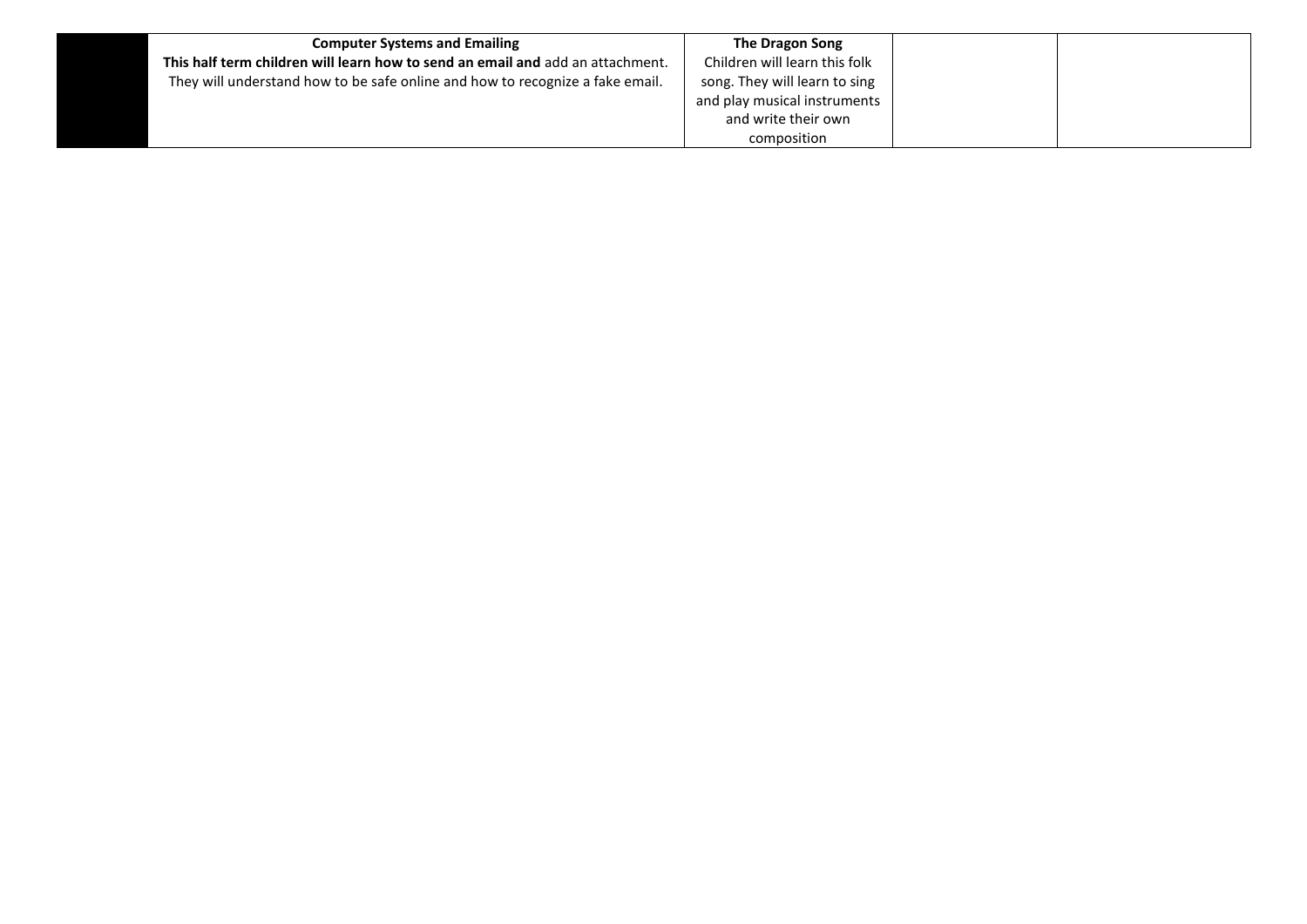| | | | | |
|---|---|---|---|---|
| | **Computer Systems and Emailing**<br>**This half term children will learn how to send an email and** add an attachment. They will understand how to be safe online and how to recognize a fake email. | **The Dragon Song**<br>Children will learn this folk song. They will learn to sing and play musical instruments and write their own composition | | |